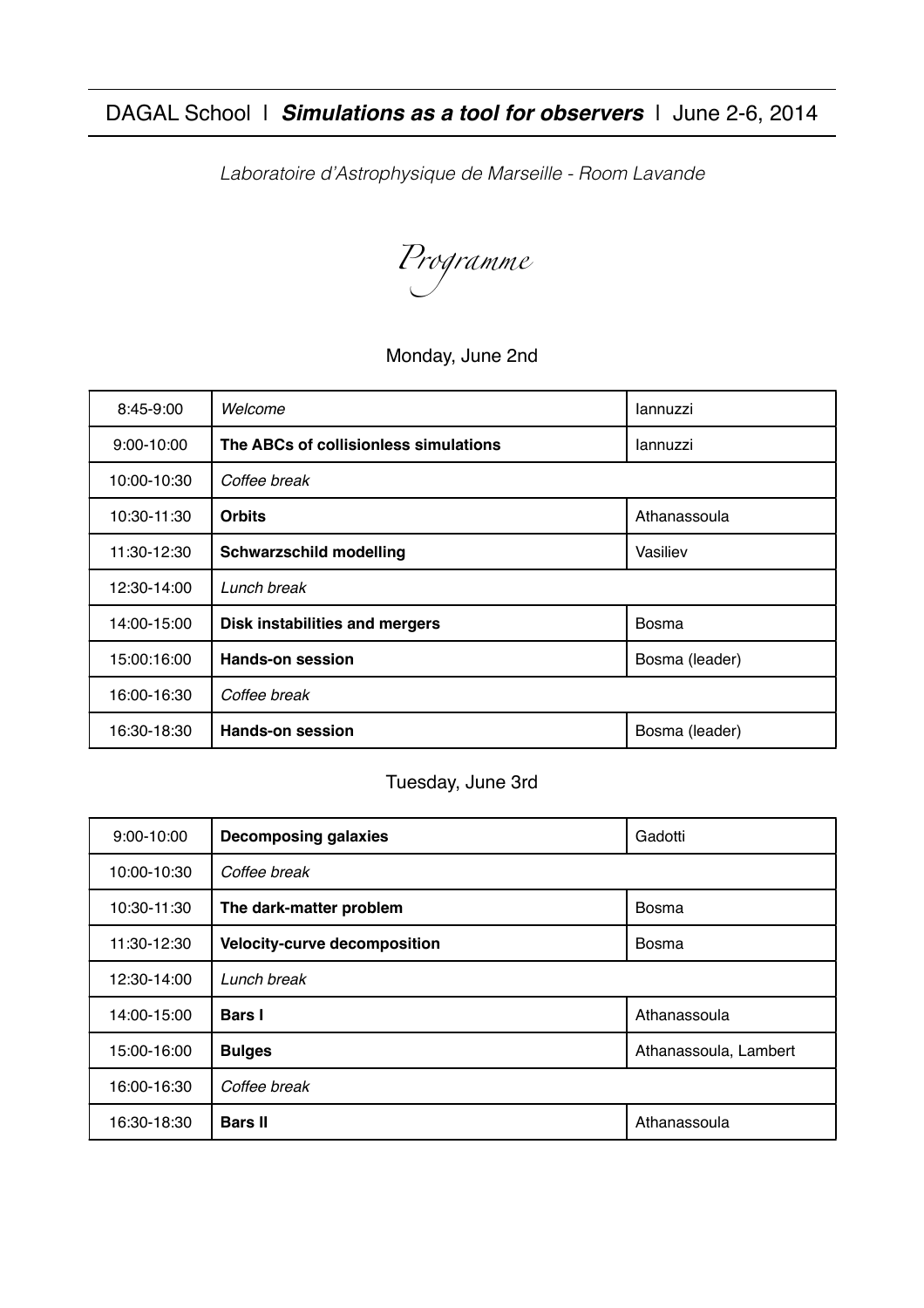# DAGAL School | ***Simulations as a tool for observers*** | June 2-6, 2014

*Laboratoire d'Astrophysique de Marseille - Room Lavande*

## *Programme*

### Monday, June 2nd

| | | |
|---|---|---|
| 8:45-9:00 | *Welcome* | Iannuzzi |
| 9:00-10:00 | **The ABCs of collisionless simulations** | Iannuzzi |
| 10:00-10:30 | *Coffee break* | |
| 10:30-11:30 | **Orbits** | Athanassoula |
| 11:30-12:30 | **Schwarzschild modelling** | Vasiliev |
| 12:30-14:00 | *Lunch break* | |
| 14:00-15:00 | **Disk instabilities and mergers** | Bosma |
| 15:00:16:00 | **Hands-on session** | Bosma (leader) |
| 16:00-16:30 | *Coffee break* | |
| 16:30-18:30 | **Hands-on session** | Bosma (leader) |

### Tuesday, June 3rd

| | | |
|---|---|---|
| 9:00-10:00 | **Decomposing galaxies** | Gadotti |
| 10:00-10:30 | *Coffee break* | |
| 10:30-11:30 | **The dark-matter problem** | Bosma |
| 11:30-12:30 | **Velocity-curve decomposition** | Bosma |
| 12:30-14:00 | *Lunch break* | |
| 14:00-15:00 | **Bars I** | Athanassoula |
| 15:00-16:00 | **Bulges** | Athanassoula, Lambert |
| 16:00-16:30 | *Coffee break* | |
| 16:30-18:30 | **Bars II** | Athanassoula |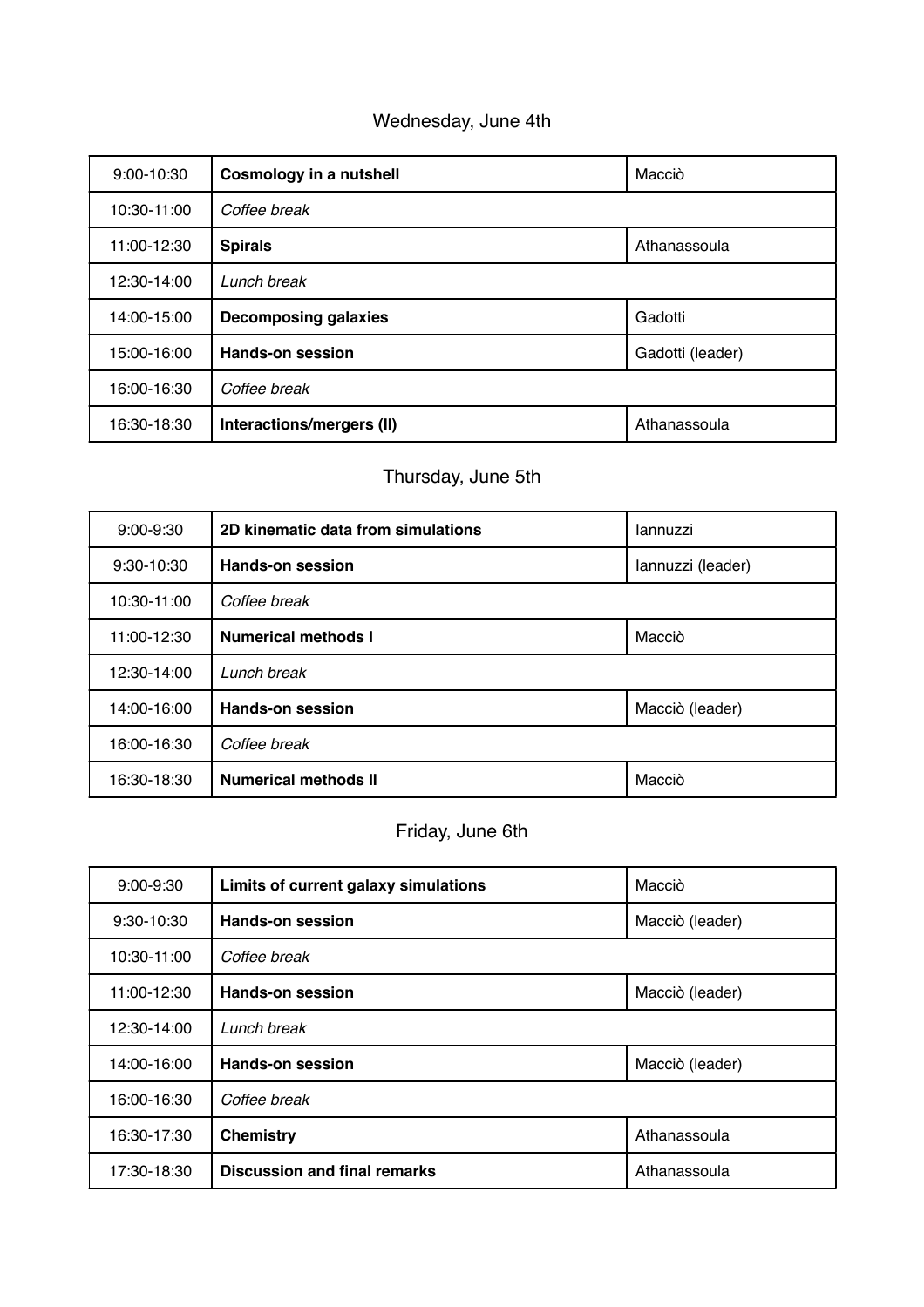## Wednesday, June 4th

| | | |
|---|---|---|
| 9:00-10:30 | **Cosmology in a nutshell** | Macciò |
| 10:30-11:00 | *Coffee break* | |
| 11:00-12:30 | **Spirals** | Athanassoula |
| 12:30-14:00 | *Lunch break* | |
| 14:00-15:00 | **Decomposing galaxies** | Gadotti |
| 15:00-16:00 | **Hands-on session** | Gadotti (leader) |
| 16:00-16:30 | *Coffee break* | |
| 16:30-18:30 | **Interactions/mergers (II)** | Athanassoula |

## Thursday, June 5th

| | | |
|---|---|---|
| 9:00-9:30 | **2D kinematic data from simulations** | Iannuzzi |
| 9:30-10:30 | **Hands-on session** | Iannuzzi (leader) |
| 10:30-11:00 | *Coffee break* | |
| 11:00-12:30 | **Numerical methods I** | Macciò |
| 12:30-14:00 | *Lunch break* | |
| 14:00-16:00 | **Hands-on session** | Macciò (leader) |
| 16:00-16:30 | *Coffee break* | |
| 16:30-18:30 | **Numerical methods II** | Macciò |

## Friday, June 6th

| | | |
|---|---|---|
| 9:00-9:30 | **Limits of current galaxy simulations** | Macciò |
| 9:30-10:30 | **Hands-on session** | Macciò (leader) |
| 10:30-11:00 | *Coffee break* | |
| 11:00-12:30 | **Hands-on session** | Macciò (leader) |
| 12:30-14:00 | *Lunch break* | |
| 14:00-16:00 | **Hands-on session** | Macciò (leader) |
| 16:00-16:30 | *Coffee break* | |
| 16:30-17:30 | **Chemistry** | Athanassoula |
| 17:30-18:30 | **Discussion and final remarks** | Athanassoula |